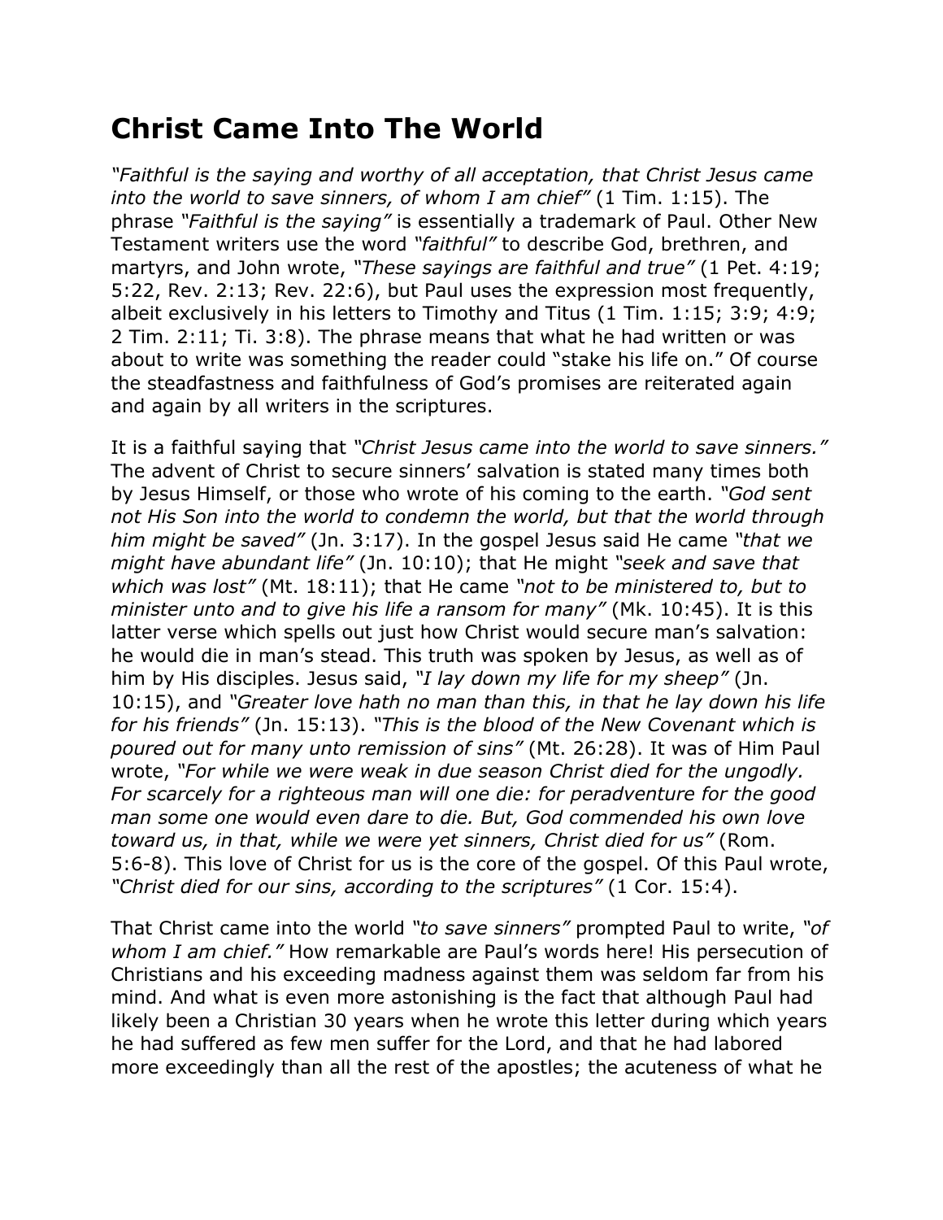# Christ Came Into The World

*"Faithful is the saying and worthy of all acceptation, that Christ Jesus came into the world to save sinners, of whom I am chief"* (1 Tim. 1:15). The phrase *"Faithful is the saying"* is essentially a trademark of Paul. Other New Testament writers use the word *"faithful"* to describe God, brethren, and martyrs, and John wrote, *"These sayings are faithful and true"* (1 Pet. 4:19; 5:22, Rev. 2:13; Rev. 22:6), but Paul uses the expression most frequently, albeit exclusively in his letters to Timothy and Titus (1 Tim. 1:15; 3:9; 4:9; 2 Tim. 2:11; Ti. 3:8). The phrase means that what he had written or was about to write was something the reader could "stake his life on." Of course the steadfastness and faithfulness of God's promises are reiterated again and again by all writers in the scriptures.

It is a faithful saying that *"Christ Jesus came into the world to save sinners."* The advent of Christ to secure sinners' salvation is stated many times both by Jesus Himself, or those who wrote of his coming to the earth. *"God sent not His Son into the world to condemn the world, but that the world through him might be saved"* (Jn. 3:17). In the gospel Jesus said He came *"that we might have abundant life"* (Jn. 10:10); that He might *"seek and save that which was lost"* (Mt. 18:11); that He came *"not to be ministered to, but to minister unto and to give his life a ransom for many"* (Mk. 10:45). It is this latter verse which spells out just how Christ would secure man's salvation: he would die in man's stead. This truth was spoken by Jesus, as well as of him by His disciples. Jesus said, *"I lay down my life for my sheep"* (Jn. 10:15), and *"Greater love hath no man than this, in that he lay down his life for his friends"* (Jn. 15:13). *"This is the blood of the New Covenant which is poured out for many unto remission of sins"* (Mt. 26:28). It was of Him Paul wrote, *"For while we were weak in due season Christ died for the ungodly. For scarcely for a righteous man will one die: for peradventure for the good man some one would even dare to die. But, God commended his own love toward us, in that, while we were yet sinners, Christ died for us"* (Rom. 5:6-8). This love of Christ for us is the core of the gospel. Of this Paul wrote, *"Christ died for our sins, according to the scriptures"* (1 Cor. 15:4).

That Christ came into the world *"to save sinners"* prompted Paul to write, *"of whom I am chief."* How remarkable are Paul's words here! His persecution of Christians and his exceeding madness against them was seldom far from his mind. And what is even more astonishing is the fact that although Paul had likely been a Christian 30 years when he wrote this letter during which years he had suffered as few men suffer for the Lord, and that he had labored more exceedingly than all the rest of the apostles; the acuteness of what he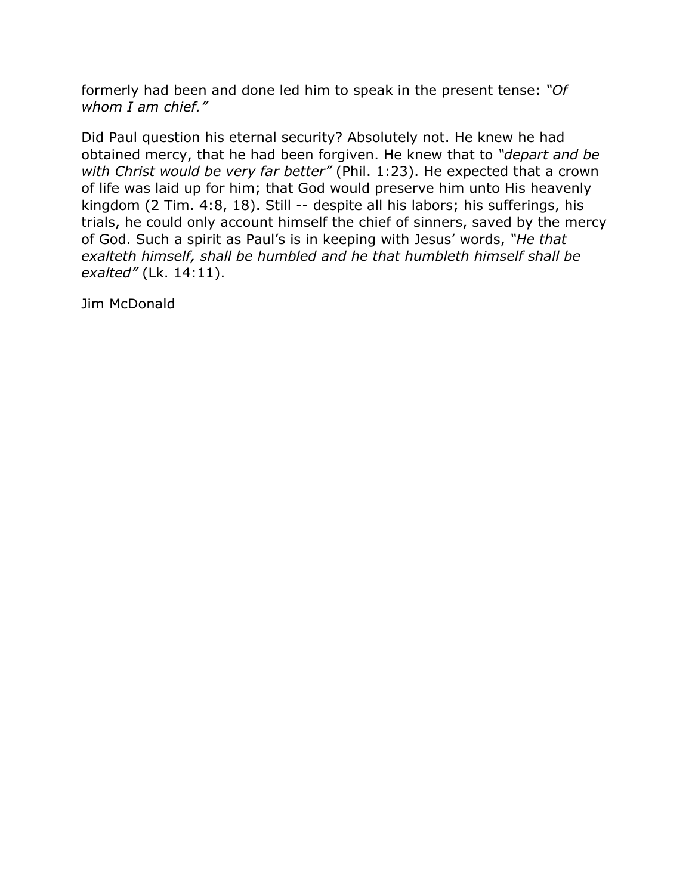formerly had been and done led him to speak in the present tense: *"Of whom I am chief."*

Did Paul question his eternal security? Absolutely not. He knew he had obtained mercy, that he had been forgiven. He knew that to *"depart and be with Christ would be very far better"* (Phil. 1:23). He expected that a crown of life was laid up for him; that God would preserve him unto His heavenly kingdom (2 Tim. 4:8, 18). Still -- despite all his labors; his sufferings, his trials, he could only account himself the chief of sinners, saved by the mercy of God. Such a spirit as Paul's is in keeping with Jesus' words, *"He that exalteth himself, shall be humbled and he that humbleth himself shall be exalted"* (Lk. 14:11).

Jim McDonald